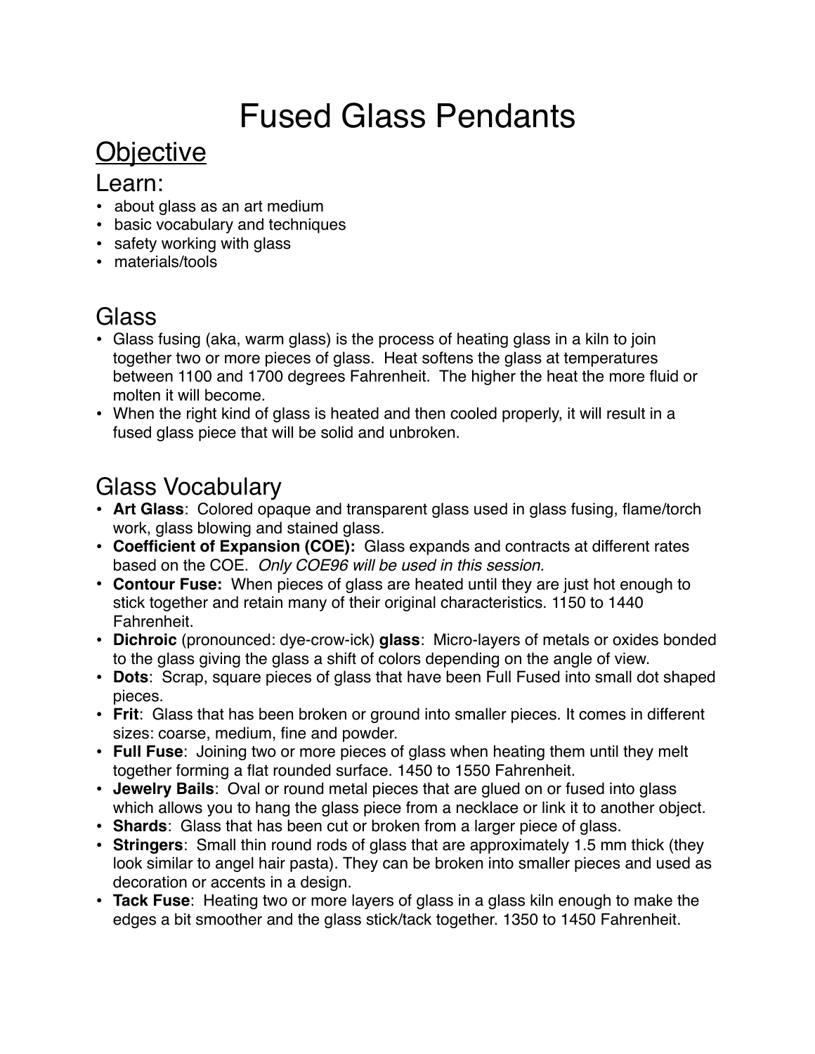# Fused Glass Pendants

## Objective

### Learn:

- about glass as an art medium
- basic vocabulary and techniques
- safety working with glass
- materials/tools

## Glass

- Glass fusing (aka, warm glass) is the process of heating glass in a kiln to join together two or more pieces of glass. Heat softens the glass at temperatures between 1100 and 1700 degrees Fahrenheit. The higher the heat the more fluid or molten it will become.
- When the right kind of glass is heated and then cooled properly, it will result in a fused glass piece that will be solid and unbroken.

## Glass Vocabulary

- **Art Glass**: Colored opaque and transparent glass used in glass fusing, flame/torch work, glass blowing and stained glass.
- **Coefficient of Expansion (COE):** Glass expands and contracts at different rates based on the COE. *Only COE96 will be used in this session.*
- **Contour Fuse:** When pieces of glass are heated until they are just hot enough to stick together and retain many of their original characteristics. 1150 to 1440 Fahrenheit.
- **Dichroic** (pronounced: dye-crow-ick) **glass**: Micro-layers of metals or oxides bonded to the glass giving the glass a shift of colors depending on the angle of view.
- **Dots**: Scrap, square pieces of glass that have been Full Fused into small dot shaped pieces.
- **Frit**: Glass that has been broken or ground into smaller pieces. It comes in different sizes: coarse, medium, fine and powder.
- **Full Fuse**: Joining two or more pieces of glass when heating them until they melt together forming a flat rounded surface. 1450 to 1550 Fahrenheit.
- **Jewelry Bails**: Oval or round metal pieces that are glued on or fused into glass which allows you to hang the glass piece from a necklace or link it to another object.
- **Shards**: Glass that has been cut or broken from a larger piece of glass.
- **Stringers**: Small thin round rods of glass that are approximately 1.5 mm thick (they look similar to angel hair pasta). They can be broken into smaller pieces and used as decoration or accents in a design.
- **Tack Fuse**: Heating two or more layers of glass in a glass kiln enough to make the edges a bit smoother and the glass stick/tack together. 1350 to 1450 Fahrenheit.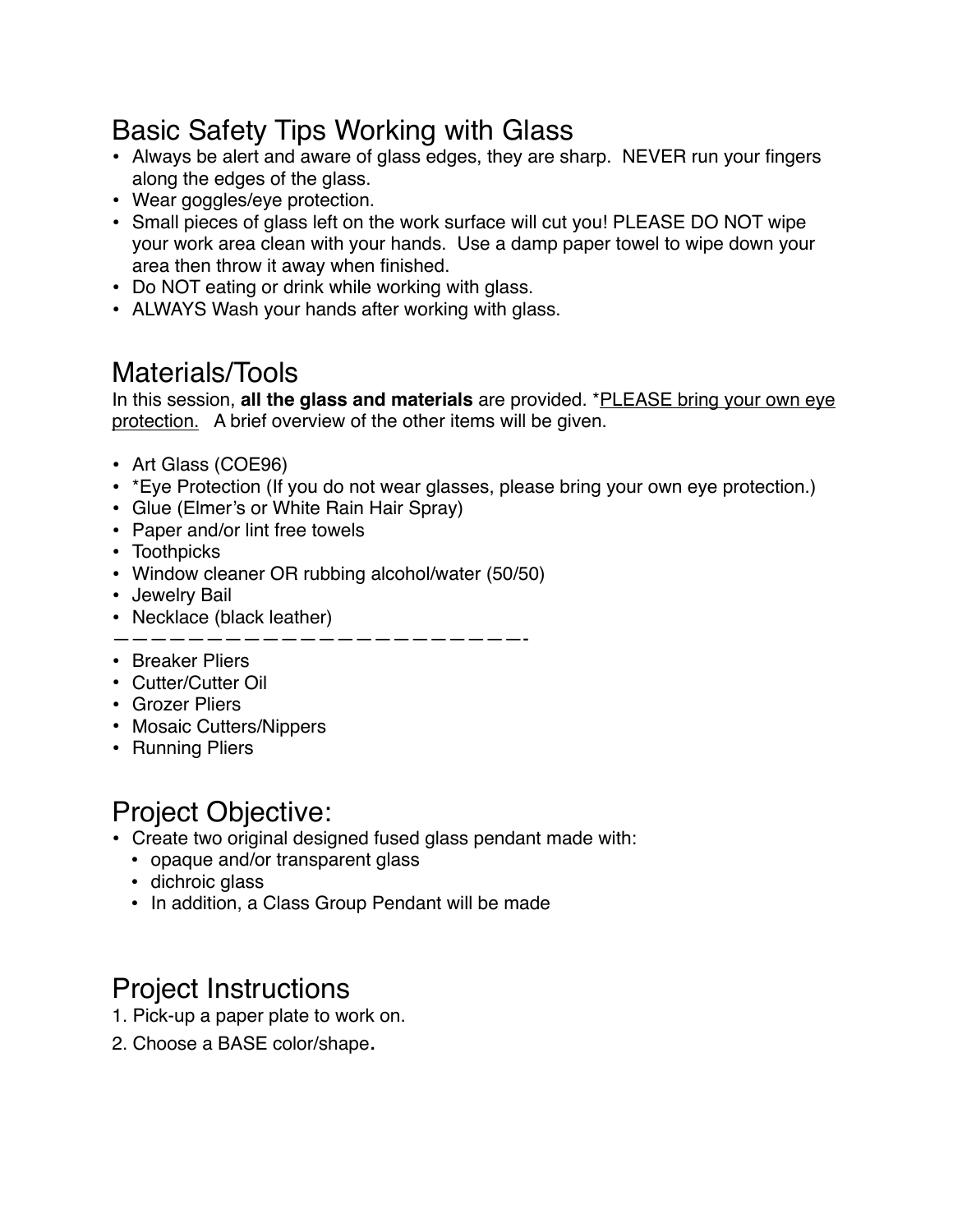## Basic Safety Tips Working with Glass

- Always be alert and aware of glass edges, they are sharp. NEVER run your fingers along the edges of the glass.
- Wear goggles/eye protection.
- Small pieces of glass left on the work surface will cut you! PLEASE DO NOT wipe your work area clean with your hands. Use a damp paper towel to wipe down your area then throw it away when finished.
- Do NOT eating or drink while working with glass.
- ALWAYS Wash your hands after working with glass.

## Materials/Tools

In this session, **all the glass and materials** are provided. *PLEASE bring your own eye protection. A brief overview of the other items will be given.

- Art Glass (COE96)
- *Eye Protection (If you do not wear glasses, please bring your own eye protection.)
- Glue (Elmer's or White Rain Hair Spray)
- Paper and/or lint free towels
- Toothpicks
- Window cleaner OR rubbing alcohol/water (50/50)
- Jewelry Bail
- Necklace (black leather)

———————————————————————-

- Breaker Pliers
- Cutter/Cutter Oil
- Grozer Pliers
- Mosaic Cutters/Nippers
- Running Pliers

## Project Objective:

- Create two original designed fused glass pendant made with:
  - opaque and/or transparent glass
  - dichroic glass
  - In addition, a Class Group Pendant will be made

## Project Instructions

1. Pick-up a paper plate to work on.
2. Choose a BASE color/shape.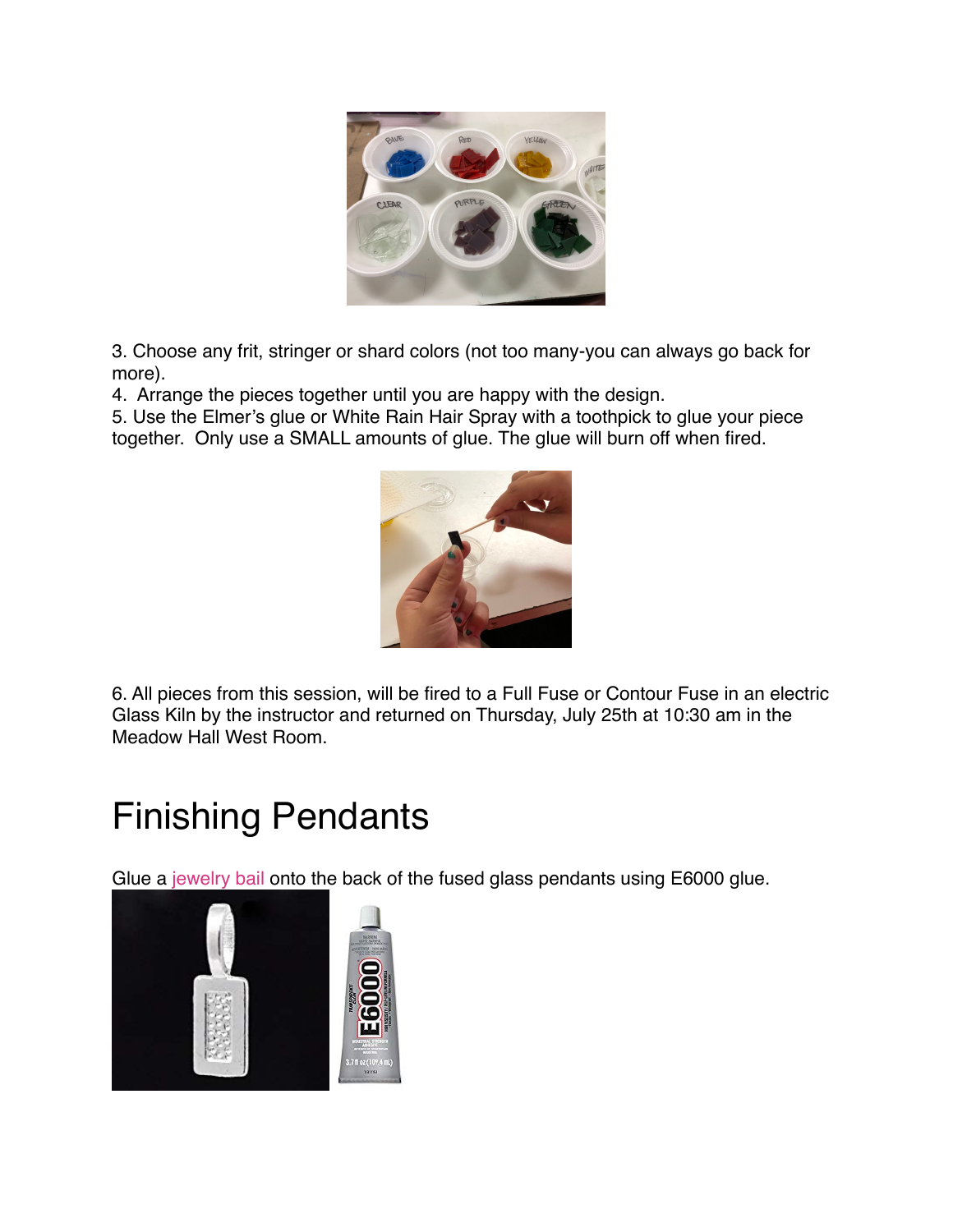3. Choose any frit, stringer or shard colors (not too many-you can always go back for more).
4. Arrange the pieces together until you are happy with the design.
5. Use the Elmer's glue or White Rain Hair Spray with a toothpick to glue your piece together. Only use a SMALL amounts of glue. The glue will burn off when fired.

6. All pieces from this session, will be fired to a Full Fuse or Contour Fuse in an electric Glass Kiln by the instructor and returned on Thursday, July 25th at 10:30 am in the Meadow Hall West Room.

# Finishing Pendants

Glue a jewelry bail onto the back of the fused glass pendants using E6000 glue.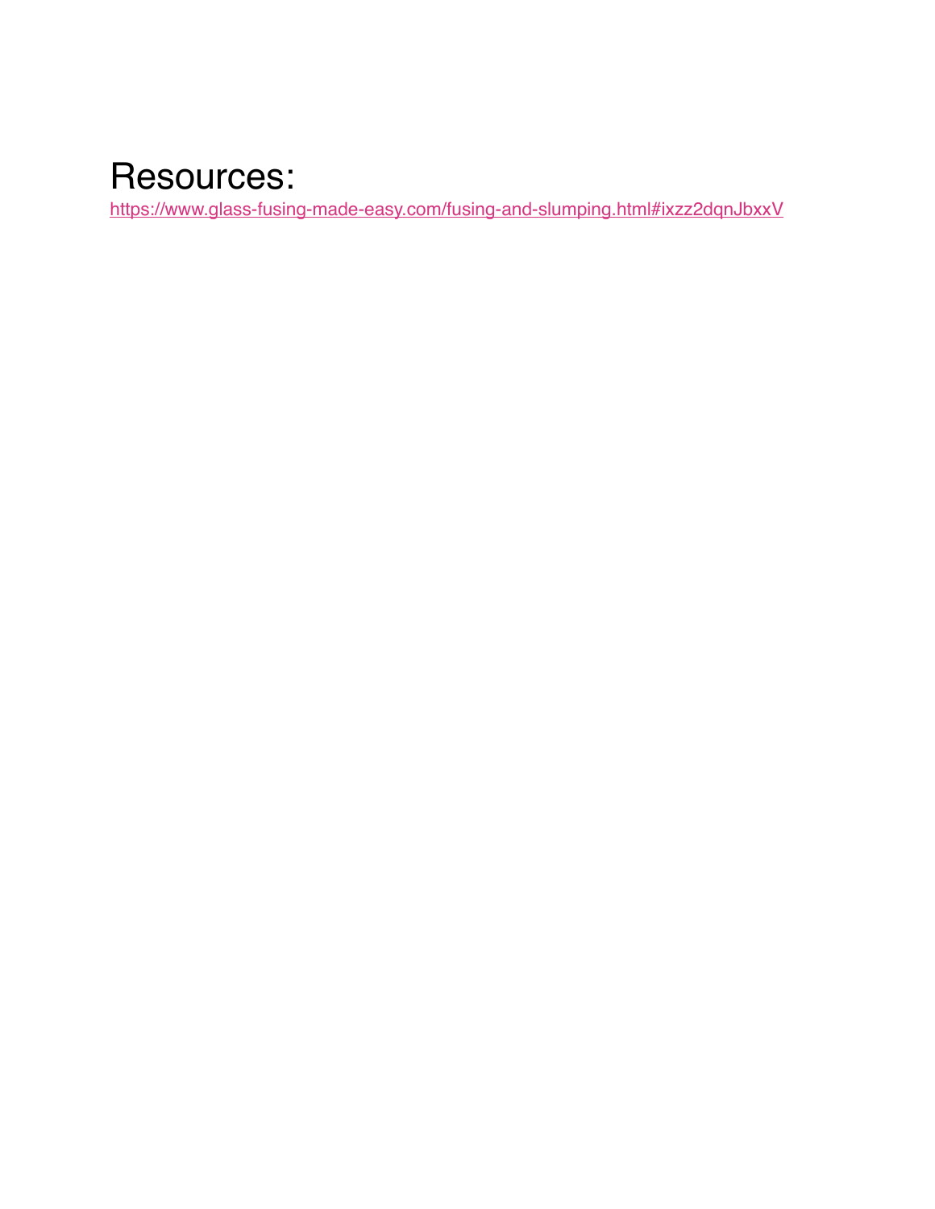# Resources:

https://www.glass-fusing-made-easy.com/fusing-and-slumping.html#ixzz2dqnJbxxV